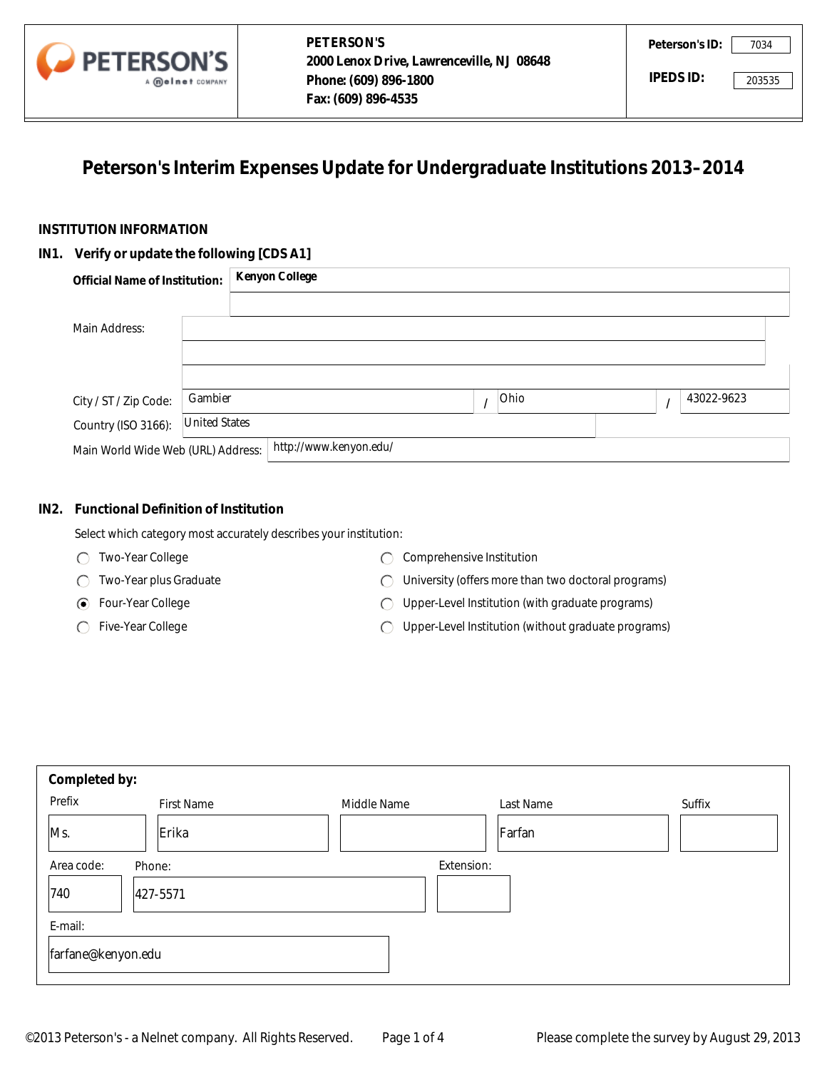**PETERSON'S**
**2000 Lenox Drive, Lawrenceville, NJ 08648**
**Phone: (609) 896-1800**
**Fax: (609) 896-4535**

**Peterson's ID:** 7034

**IPEDS ID:** 203535

# Peterson's Interim Expenses Update for Undergraduate Institutions 2013–2014

## INSTITUTION INFORMATION

### IN1. Verify or update the following [CDS A1]

**Official Name of Institution:** Kenyon College

Main Address:

City / ST / Zip Code: Gambier / Ohio / 43022-9623

Country (ISO 3166): United States

Main World Wide Web (URL) Address: http://www.kenyon.edu/

### IN2. Functional Definition of Institution

Select which category most accurately describes your institution:

- ○ Two-Year College
- ○ Two-Year plus Graduate
- ◉ Four-Year College
- ○ Five-Year College
- ○ Comprehensive Institution
- ○ University (offers more than two doctoral programs)
- ○ Upper-Level Institution (with graduate programs)
- ○ Upper-Level Institution (without graduate programs)

**Completed by:**

| Prefix | First Name | Middle Name | Last Name | Suffix |
|---|---|---|---|---|
| Ms. | Erika | | Farfan | |

| Area code: | Phone: | Extension: |
|---|---|---|
| 740 | 427-5571 | |

E-mail: farfane@kenyon.edu

©2013 Peterson's - a Nelnet company. All Rights Reserved.

Please complete the survey by August 29, 2013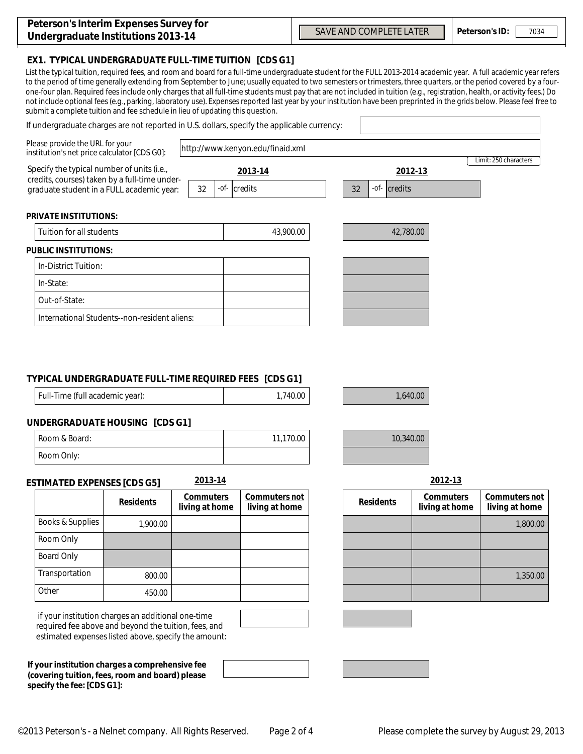**Peterson's Interim Expenses Survey for Undergraduate Institutions 2013-14**

SAVE AND COMPLETE LATER

**Peterson's ID:** 7034

## EX1. TYPICAL UNDERGRADUATE FULL-TIME TUITION [CDS G1]

List the typical tuition, required fees, and room and board for a full-time undergraduate student for the FULL 2013-2014 academic year. A full academic year refers to the period of time generally extending from September to June; usually equated to two semesters or trimesters, three quarters, or the period covered by a four-one-four plan. Required fees include only charges that all full-time students must pay that are not included in tuition (e.g., registration, health, or activity fees.) Do not include optional fees (e.g., parking, laboratory use). Expenses reported last year by your institution have been preprinted in the grids below. Please feel free to submit a complete tuition and fee schedule in lieu of updating this question.

If undergraduate charges are not reported in U.S. dollars, specify the applicable currency:

Please provide the URL for your institution's net price calculator [CDS G0]: http://www.kenyon.edu/finaid.xml

Limit: 250 characters

| Specify the typical number of units (i.e., credits, courses) taken by a full-time undergraduate student in a FULL academic year: | 2013-14 | 2012-13 |
|---|---|---|
| | 32 -of- credits | 32 -of- credits |

**PRIVATE INSTITUTIONS:**

| | 2013-14 | 2012-13 |
|---|---|---|
| Tuition for all students | 43,900.00 | 42,780.00 |

**PUBLIC INSTITUTIONS:**

| | 2013-14 | 2012-13 |
|---|---|---|
| In-District Tuition: | | |
| In-State: | | |
| Out-of-State: | | |
| International Students--non-resident aliens: | | |

**TYPICAL UNDERGRADUATE FULL-TIME REQUIRED FEES [CDS G1]**

| | 2013-14 | 2012-13 |
|---|---|---|
| Full-Time (full academic year): | 1,740.00 | 1,640.00 |

**UNDERGRADUATE HOUSING [CDS G1]**

| | 2013-14 | 2012-13 |
|---|---|---|
| Room & Board: | 11,170.00 | 10,340.00 |
| Room Only: | | |

**ESTIMATED EXPENSES [CDS G5]**

| | 2013-14 Residents | 2013-14 Commuters living at home | 2013-14 Commuters not living at home | 2012-13 Residents | 2012-13 Commuters living at home | 2012-13 Commuters not living at home |
|---|---|---|---|---|---|---|
| Books & Supplies | 1,900.00 | | | | | 1,800.00 |
| Room Only | | | | | | |
| Board Only | | | | | | |
| Transportation | 800.00 | | | | | 1,350.00 |
| Other | 450.00 | | | | | |

if your institution charges an additional one-time required fee above and beyond the tuition, fees, and estimated expenses listed above, specify the amount:

**If your institution charges a comprehensive fee (covering tuition, fees, room and board) please specify the fee: [CDS G1]:**

©2013 Peterson's - a Nelnet company. All Rights Reserved.

Please complete the survey by August 29, 2013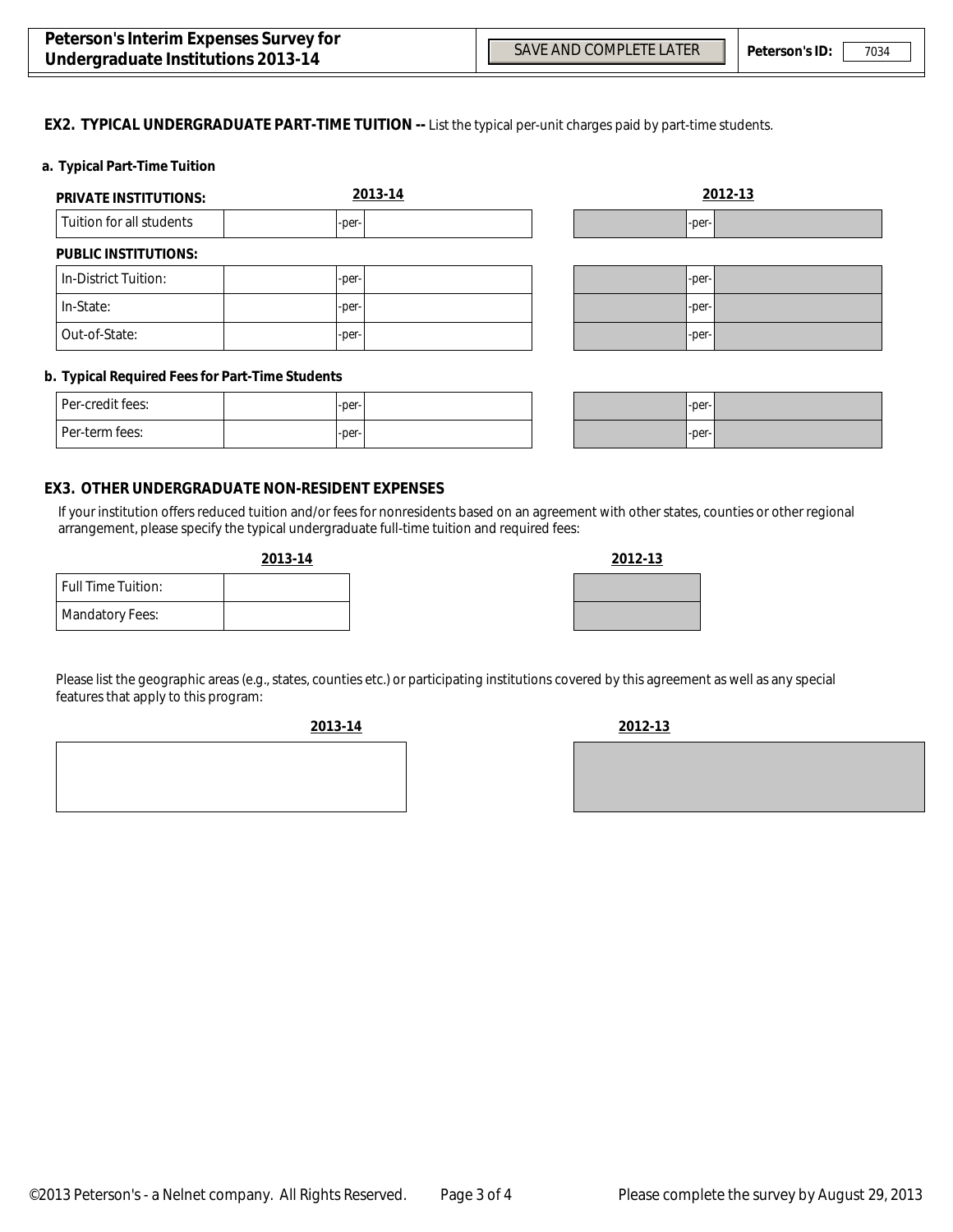## EX2. TYPICAL UNDERGRADUATE PART-TIME TUITION -- List the typical per-unit charges paid by part-time students.

### a. Typical Part-Time Tuition

| PRIVATE INSTITUTIONS: | 2013-14 | | | 2012-13 | | |
|---|---|---|---|---|---|---|
| Tuition for all students | | -per- | | | -per- | |

| PUBLIC INSTITUTIONS: | 2013-14 | | | 2012-13 | | |
|---|---|---|---|---|---|---|
| In-District Tuition: | | -per- | | | -per- | |
| In-State: | | -per- | | | -per- | |
| Out-of-State: | | -per- | | | -per- | |

### b. Typical Required Fees for Part-Time Students

| | 2013-14 | | | 2012-13 | | |
|---|---|---|---|---|---|---|
| Per-credit fees: | | -per- | | | -per- | |
| Per-term fees: | | -per- | | | -per- | |

## EX3. OTHER UNDERGRADUATE NON-RESIDENT EXPENSES

If your institution offers reduced tuition and/or fees for nonresidents based on an agreement with other states, counties or other regional arrangement, please specify the typical undergraduate full-time tuition and required fees:

| | 2013-14 | 2012-13 |
|---|---|---|
| Full Time Tuition: | | |
| Mandatory Fees: | | |

Please list the geographic areas (e.g., states, counties etc.) or participating institutions covered by this agreement as well as any special features that apply to this program:

| 2013-14 | 2012-13 |
|---|---|
| | |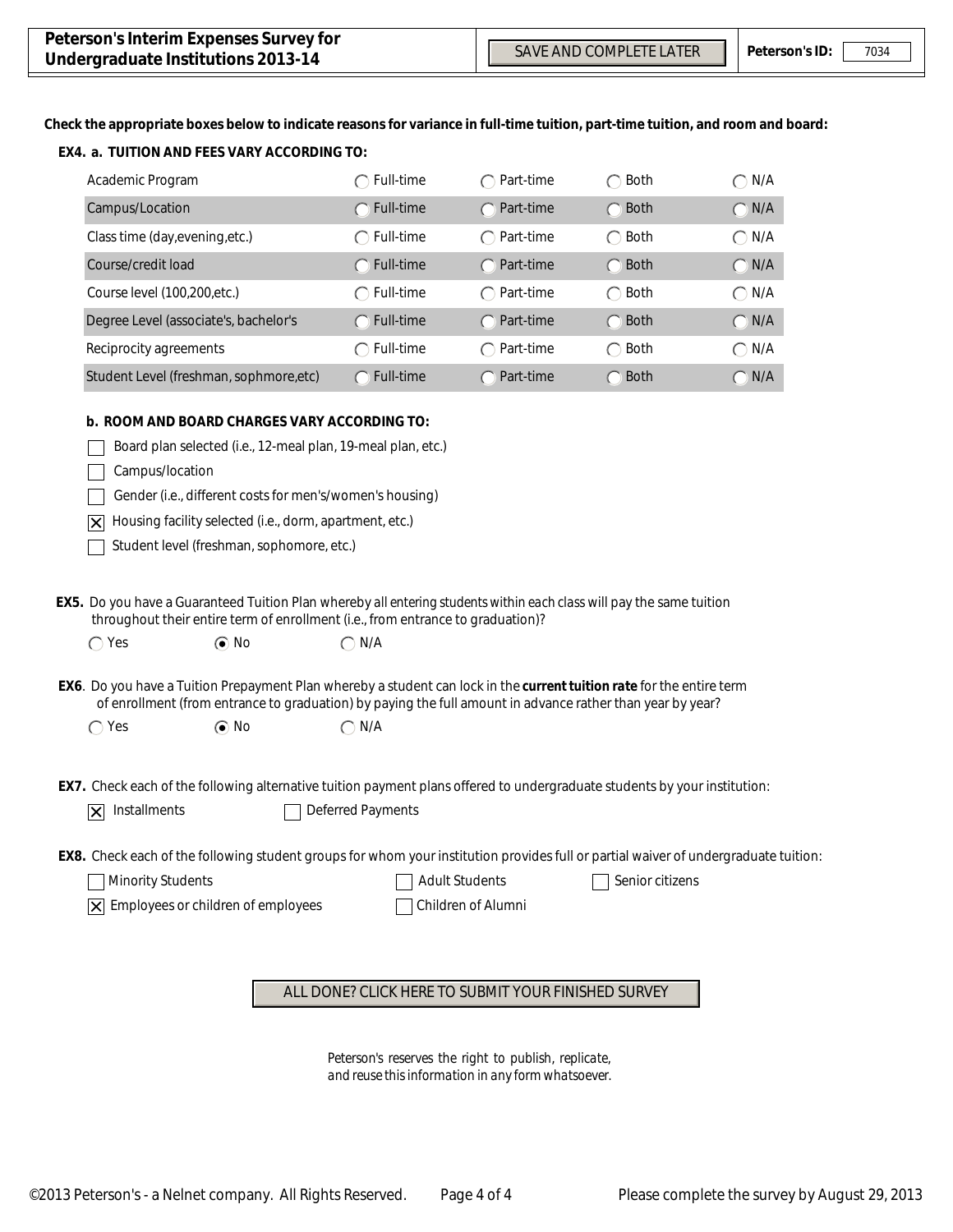**Peterson's Interim Expenses Survey for Undergraduate Institutions 2013-14**

SAVE AND COMPLETE LATER

**Peterson's ID:** 7034

**Check the appropriate boxes below to indicate reasons for variance in full-time tuition, part-time tuition, and room and board:**

**EX4. a. TUITION AND FEES VARY ACCORDING TO:**

| | | | | |
|---|---|---|---|---|
| Academic Program | ◯ Full-time | ◯ Part-time | ◯ Both | ◯ N/A |
| Campus/Location | ◯ Full-time | ◯ Part-time | ◯ Both | ◯ N/A |
| Class time (day,evening,etc.) | ◯ Full-time | ◯ Part-time | ◯ Both | ◯ N/A |
| Course/credit load | ◯ Full-time | ◯ Part-time | ◯ Both | ◯ N/A |
| Course level (100,200,etc.) | ◯ Full-time | ◯ Part-time | ◯ Both | ◯ N/A |
| Degree Level (associate's, bachelor's | ◯ Full-time | ◯ Part-time | ◯ Both | ◯ N/A |
| Reciprocity agreements | ◯ Full-time | ◯ Part-time | ◯ Both | ◯ N/A |
| Student Level (freshman, sophmore,etc) | ◯ Full-time | ◯ Part-time | ◯ Both | ◯ N/A |

**b. ROOM AND BOARD CHARGES VARY ACCORDING TO:**

- [ ] Board plan selected (i.e., 12-meal plan, 19-meal plan, etc.)
- [ ] Campus/location
- [ ] Gender (i.e., different costs for men's/women's housing)
- [x] Housing facility selected (i.e., dorm, apartment, etc.)
- [ ] Student level (freshman, sophomore, etc.)

**EX5.** Do you have a Guaranteed Tuition Plan whereby all entering students within each class will pay the same tuition throughout their entire term of enrollment (i.e., from entrance to graduation)?

◯ Yes ◉ No ◯ N/A

**EX6**. Do you have a Tuition Prepayment Plan whereby a student can lock in the **current tuition rate** for the entire term of enrollment (from entrance to graduation) by paying the full amount in advance rather than year by year?

◯ Yes ◉ No ◯ N/A

**EX7.** Check each of the following alternative tuition payment plans offered to undergraduate students by your institution:

- [x] Installments
- [ ] Deferred Payments

**EX8.** Check each of the following student groups for whom your institution provides full or partial waiver of undergraduate tuition:

- [ ] Minority Students
- [ ] Adult Students
- [ ] Senior citizens
- [x] Employees or children of employees
- [ ] Children of Alumni

ALL DONE? CLICK HERE TO SUBMIT YOUR FINISHED SURVEY

*Peterson's reserves the right to publish, replicate, and reuse this information in any form whatsoever.*

©2013 Peterson's - a Nelnet company. All Rights Reserved.

Please complete the survey by August 29, 2013